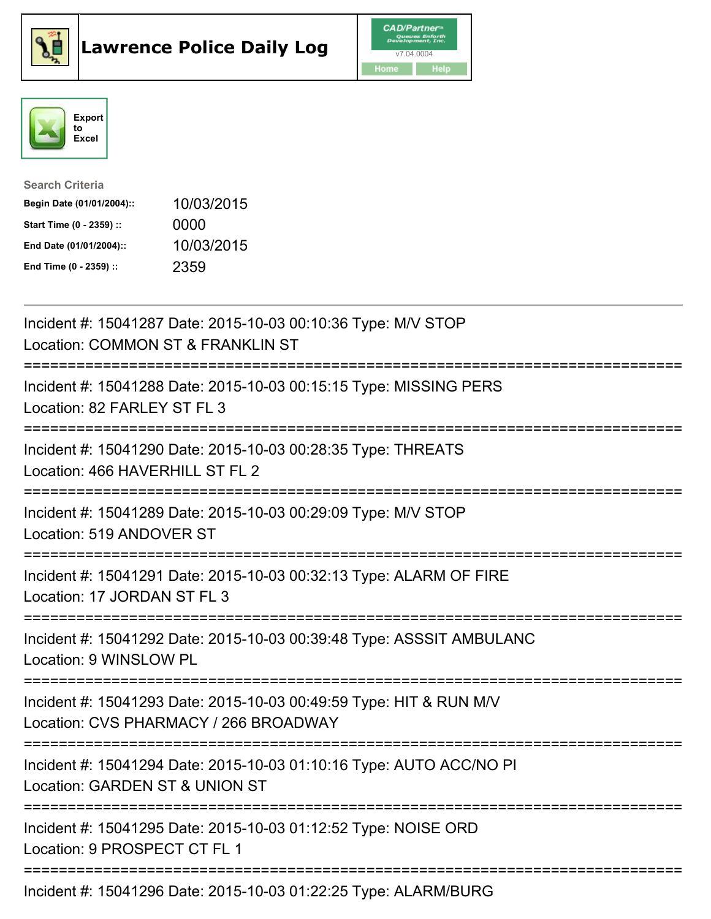# Lawrence Police Daily Log

CAD/Partner™ Queues Enforth Development, Inc.
v7.04.0004

Home Help

Export to Excel

**Search Criteria**

| | |
|---|---|
| **Begin Date (01/01/2004)::** | 10/03/2015 |
| **Start Time (0 - 2359) ::** | 0000 |
| **End Date (01/01/2004)::** | 10/03/2015 |
| **End Time (0 - 2359) ::** | 2359 |

---

Incident #: 15041287 Date: 2015-10-03 00:10:36 Type: M/V STOP
Location: COMMON ST & FRANKLIN ST

===========================================================================

Incident #: 15041288 Date: 2015-10-03 00:15:15 Type: MISSING PERS
Location: 82 FARLEY ST FL 3

===========================================================================

Incident #: 15041290 Date: 2015-10-03 00:28:35 Type: THREATS
Location: 466 HAVERHILL ST FL 2

===========================================================================

Incident #: 15041289 Date: 2015-10-03 00:29:09 Type: M/V STOP
Location: 519 ANDOVER ST

===========================================================================

Incident #: 15041291 Date: 2015-10-03 00:32:13 Type: ALARM OF FIRE
Location: 17 JORDAN ST FL 3

===========================================================================

Incident #: 15041292 Date: 2015-10-03 00:39:48 Type: ASSSIT AMBULANC
Location: 9 WINSLOW PL

===========================================================================

Incident #: 15041293 Date: 2015-10-03 00:49:59 Type: HIT & RUN M/V
Location: CVS PHARMACY / 266 BROADWAY

===========================================================================

Incident #: 15041294 Date: 2015-10-03 01:10:16 Type: AUTO ACC/NO PI
Location: GARDEN ST & UNION ST

===========================================================================

Incident #: 15041295 Date: 2015-10-03 01:12:52 Type: NOISE ORD
Location: 9 PROSPECT CT FL 1

===========================================================================

Incident #: 15041296 Date: 2015-10-03 01:22:25 Type: ALARM/BURG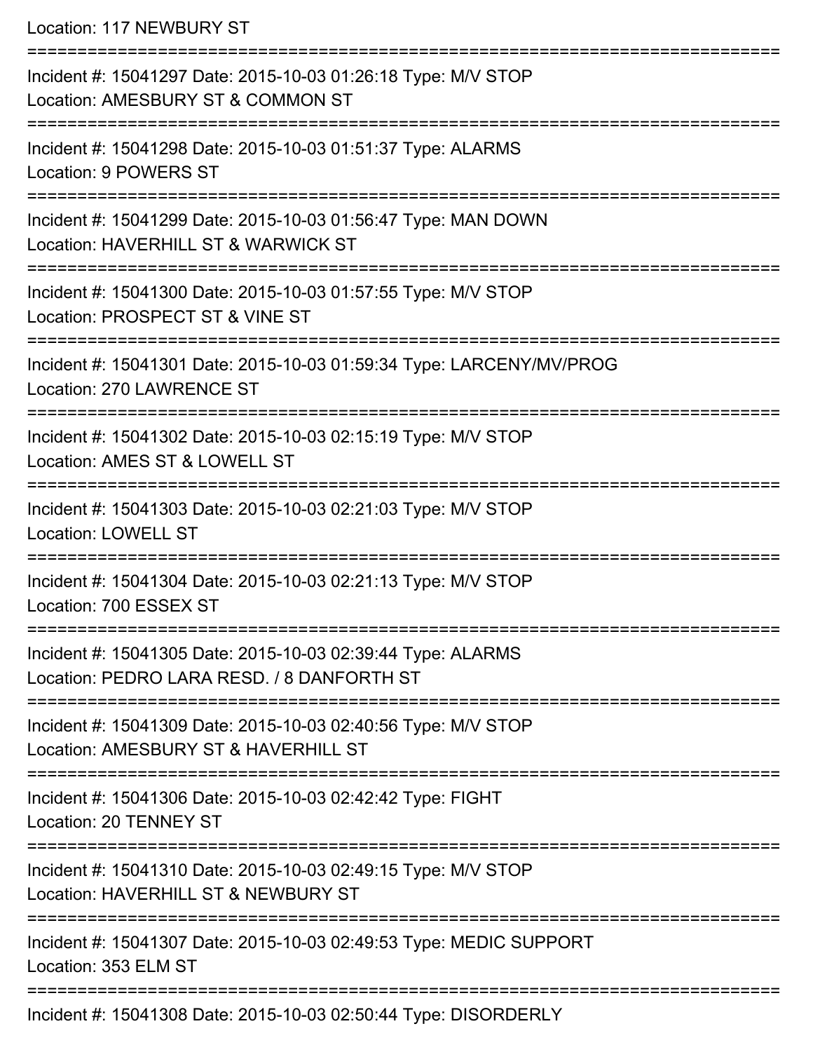Location: 117 NEWBURY ST

===========================================================================

Incident #: 15041297 Date: 2015-10-03 01:26:18 Type: M/V STOP
Location: AMESBURY ST & COMMON ST

===========================================================================

Incident #: 15041298 Date: 2015-10-03 01:51:37 Type: ALARMS
Location: 9 POWERS ST

===========================================================================

Incident #: 15041299 Date: 2015-10-03 01:56:47 Type: MAN DOWN
Location: HAVERHILL ST & WARWICK ST

===========================================================================

Incident #: 15041300 Date: 2015-10-03 01:57:55 Type: M/V STOP
Location: PROSPECT ST & VINE ST

===========================================================================

Incident #: 15041301 Date: 2015-10-03 01:59:34 Type: LARCENY/MV/PROG
Location: 270 LAWRENCE ST

===========================================================================

Incident #: 15041302 Date: 2015-10-03 02:15:19 Type: M/V STOP
Location: AMES ST & LOWELL ST

===========================================================================

Incident #: 15041303 Date: 2015-10-03 02:21:03 Type: M/V STOP
Location: LOWELL ST

===========================================================================

Incident #: 15041304 Date: 2015-10-03 02:21:13 Type: M/V STOP
Location: 700 ESSEX ST

===========================================================================

Incident #: 15041305 Date: 2015-10-03 02:39:44 Type: ALARMS
Location: PEDRO LARA RESD. / 8 DANFORTH ST

===========================================================================

Incident #: 15041309 Date: 2015-10-03 02:40:56 Type: M/V STOP
Location: AMESBURY ST & HAVERHILL ST

===========================================================================

Incident #: 15041306 Date: 2015-10-03 02:42:42 Type: FIGHT
Location: 20 TENNEY ST

===========================================================================

Incident #: 15041310 Date: 2015-10-03 02:49:15 Type: M/V STOP
Location: HAVERHILL ST & NEWBURY ST

===========================================================================

Incident #: 15041307 Date: 2015-10-03 02:49:53 Type: MEDIC SUPPORT
Location: 353 ELM ST

===========================================================================

Incident #: 15041308 Date: 2015-10-03 02:50:44 Type: DISORDERLY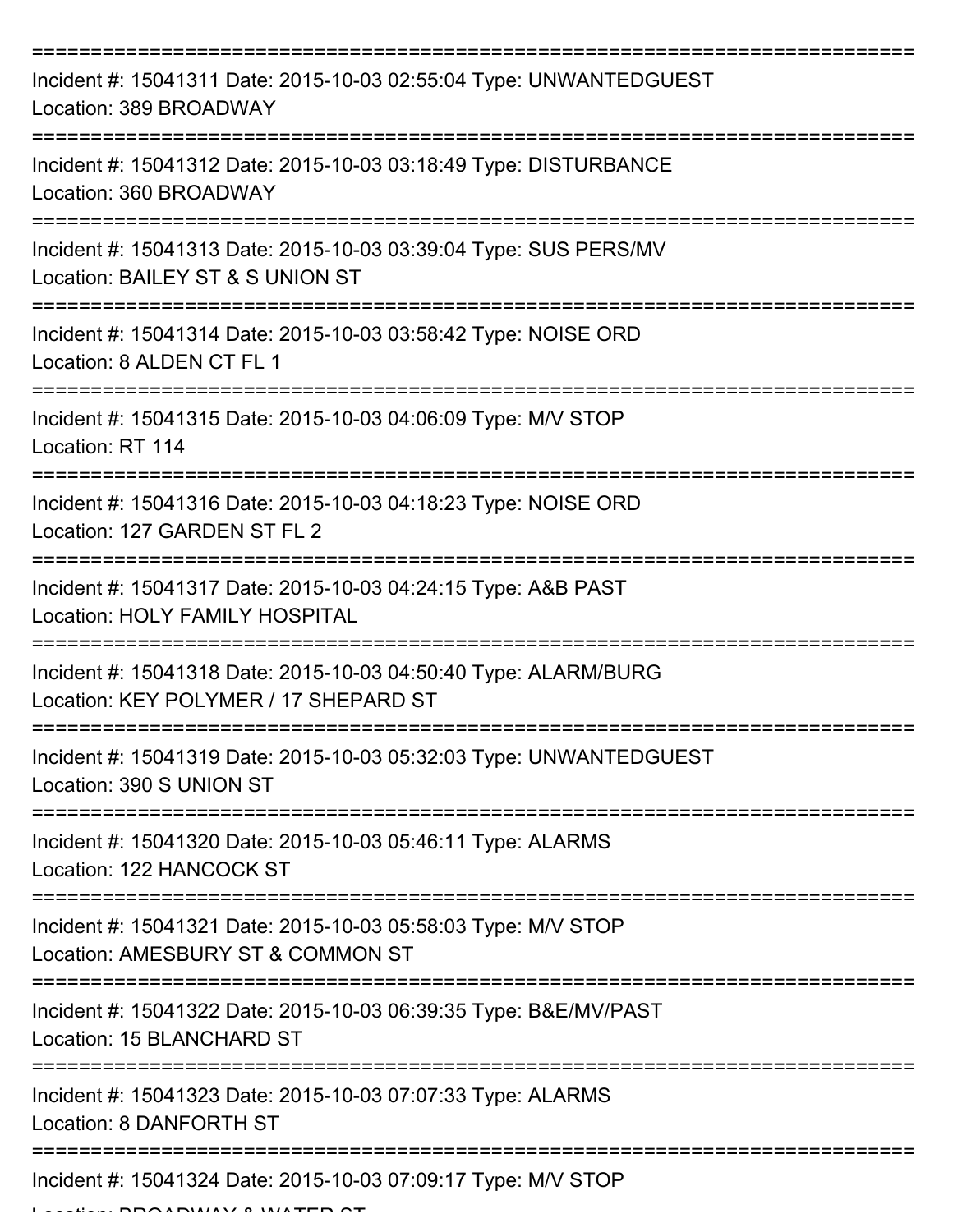===========================================================================

Incident #: 15041311 Date: 2015-10-03 02:55:04 Type: UNWANTEDGUEST
Location: 389 BROADWAY

===========================================================================

Incident #: 15041312 Date: 2015-10-03 03:18:49 Type: DISTURBANCE
Location: 360 BROADWAY

===========================================================================

Incident #: 15041313 Date: 2015-10-03 03:39:04 Type: SUS PERS/MV
Location: BAILEY ST & S UNION ST

===========================================================================

Incident #: 15041314 Date: 2015-10-03 03:58:42 Type: NOISE ORD
Location: 8 ALDEN CT FL 1

===========================================================================

Incident #: 15041315 Date: 2015-10-03 04:06:09 Type: M/V STOP
Location: RT 114

===========================================================================

Incident #: 15041316 Date: 2015-10-03 04:18:23 Type: NOISE ORD
Location: 127 GARDEN ST FL 2

===========================================================================

Incident #: 15041317 Date: 2015-10-03 04:24:15 Type: A&B PAST
Location: HOLY FAMILY HOSPITAL

===========================================================================

Incident #: 15041318 Date: 2015-10-03 04:50:40 Type: ALARM/BURG
Location: KEY POLYMER / 17 SHEPARD ST

===========================================================================

Incident #: 15041319 Date: 2015-10-03 05:32:03 Type: UNWANTEDGUEST
Location: 390 S UNION ST

===========================================================================

Incident #: 15041320 Date: 2015-10-03 05:46:11 Type: ALARMS
Location: 122 HANCOCK ST

===========================================================================

Incident #: 15041321 Date: 2015-10-03 05:58:03 Type: M/V STOP
Location: AMESBURY ST & COMMON ST

===========================================================================

Incident #: 15041322 Date: 2015-10-03 06:39:35 Type: B&E/MV/PAST
Location: 15 BLANCHARD ST

===========================================================================

Incident #: 15041323 Date: 2015-10-03 07:07:33 Type: ALARMS
Location: 8 DANFORTH ST

===========================================================================

Incident #: 15041324 Date: 2015-10-03 07:09:17 Type: M/V STOP
Location: BROADWAY & WATER ST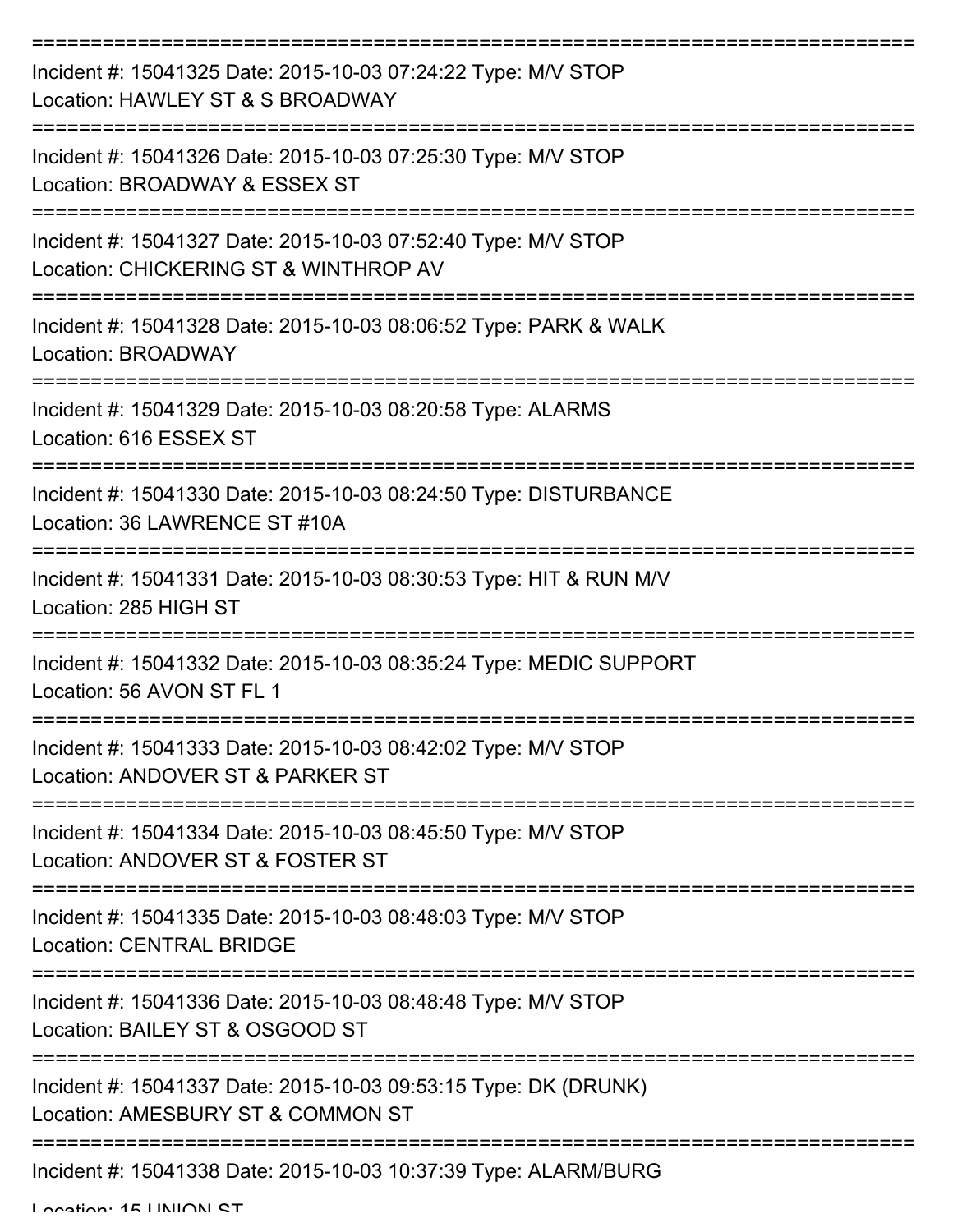===========================================================================

Incident #: 15041325 Date: 2015-10-03 07:24:22 Type: M/V STOP
Location: HAWLEY ST & S BROADWAY

===========================================================================

Incident #: 15041326 Date: 2015-10-03 07:25:30 Type: M/V STOP
Location: BROADWAY & ESSEX ST

===========================================================================

Incident #: 15041327 Date: 2015-10-03 07:52:40 Type: M/V STOP
Location: CHICKERING ST & WINTHROP AV

===========================================================================

Incident #: 15041328 Date: 2015-10-03 08:06:52 Type: PARK & WALK
Location: BROADWAY

===========================================================================

Incident #: 15041329 Date: 2015-10-03 08:20:58 Type: ALARMS
Location: 616 ESSEX ST

===========================================================================

Incident #: 15041330 Date: 2015-10-03 08:24:50 Type: DISTURBANCE
Location: 36 LAWRENCE ST #10A

===========================================================================

Incident #: 15041331 Date: 2015-10-03 08:30:53 Type: HIT & RUN M/V
Location: 285 HIGH ST

===========================================================================

Incident #: 15041332 Date: 2015-10-03 08:35:24 Type: MEDIC SUPPORT
Location: 56 AVON ST FL 1

===========================================================================

Incident #: 15041333 Date: 2015-10-03 08:42:02 Type: M/V STOP
Location: ANDOVER ST & PARKER ST

===========================================================================

Incident #: 15041334 Date: 2015-10-03 08:45:50 Type: M/V STOP
Location: ANDOVER ST & FOSTER ST

===========================================================================

Incident #: 15041335 Date: 2015-10-03 08:48:03 Type: M/V STOP
Location: CENTRAL BRIDGE

===========================================================================

Incident #: 15041336 Date: 2015-10-03 08:48:48 Type: M/V STOP
Location: BAILEY ST & OSGOOD ST

===========================================================================

Incident #: 15041337 Date: 2015-10-03 09:53:15 Type: DK (DRUNK)
Location: AMESBURY ST & COMMON ST

===========================================================================

Incident #: 15041338 Date: 2015-10-03 10:37:39 Type: ALARM/BURG
Location: 15 UNION ST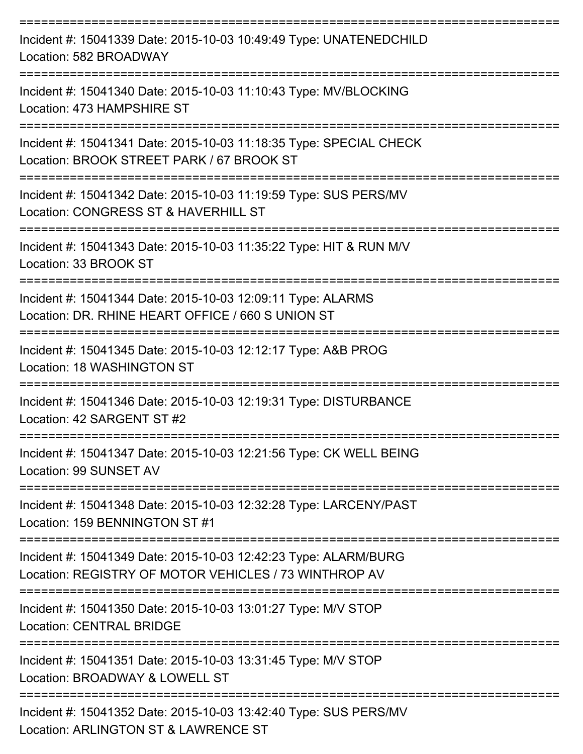===========================================================================

Incident #: 15041339 Date: 2015-10-03 10:49:49 Type: UNATENEDCHILD
Location: 582 BROADWAY

===========================================================================

Incident #: 15041340 Date: 2015-10-03 11:10:43 Type: MV/BLOCKING
Location: 473 HAMPSHIRE ST

===========================================================================

Incident #: 15041341 Date: 2015-10-03 11:18:35 Type: SPECIAL CHECK
Location: BROOK STREET PARK / 67 BROOK ST

===========================================================================

Incident #: 15041342 Date: 2015-10-03 11:19:59 Type: SUS PERS/MV
Location: CONGRESS ST & HAVERHILL ST

===========================================================================

Incident #: 15041343 Date: 2015-10-03 11:35:22 Type: HIT & RUN M/V
Location: 33 BROOK ST

===========================================================================

Incident #: 15041344 Date: 2015-10-03 12:09:11 Type: ALARMS
Location: DR. RHINE HEART OFFICE / 660 S UNION ST

===========================================================================

Incident #: 15041345 Date: 2015-10-03 12:12:17 Type: A&B PROG
Location: 18 WASHINGTON ST

===========================================================================

Incident #: 15041346 Date: 2015-10-03 12:19:31 Type: DISTURBANCE
Location: 42 SARGENT ST #2

===========================================================================

Incident #: 15041347 Date: 2015-10-03 12:21:56 Type: CK WELL BEING
Location: 99 SUNSET AV

===========================================================================

Incident #: 15041348 Date: 2015-10-03 12:32:28 Type: LARCENY/PAST
Location: 159 BENNINGTON ST #1

===========================================================================

Incident #: 15041349 Date: 2015-10-03 12:42:23 Type: ALARM/BURG
Location: REGISTRY OF MOTOR VEHICLES / 73 WINTHROP AV

===========================================================================

Incident #: 15041350 Date: 2015-10-03 13:01:27 Type: M/V STOP
Location: CENTRAL BRIDGE

===========================================================================

Incident #: 15041351 Date: 2015-10-03 13:31:45 Type: M/V STOP
Location: BROADWAY & LOWELL ST

===========================================================================

Incident #: 15041352 Date: 2015-10-03 13:42:40 Type: SUS PERS/MV
Location: ARLINGTON ST & LAWRENCE ST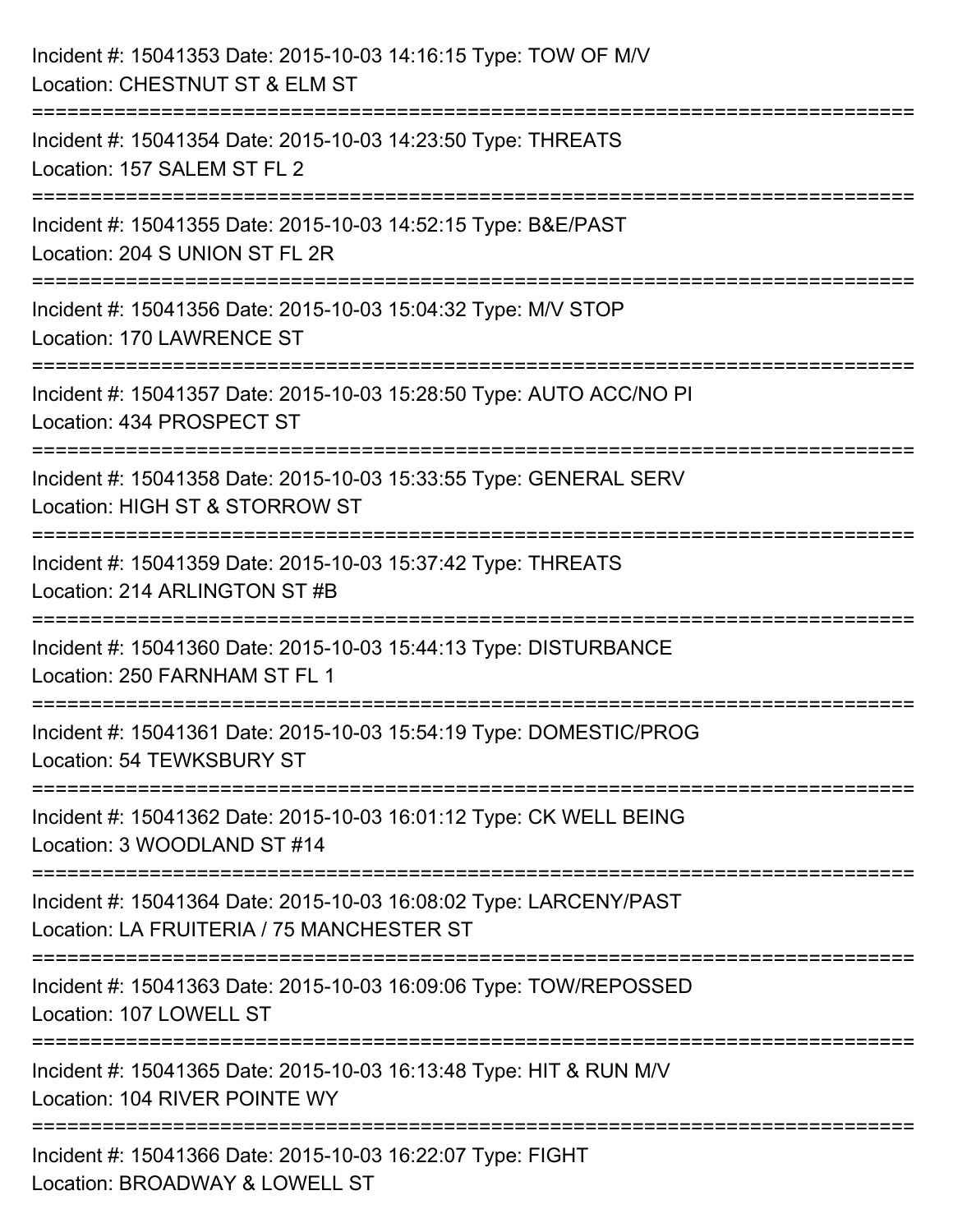Incident #: 15041353 Date: 2015-10-03 14:16:15 Type: TOW OF M/V
Location: CHESTNUT ST & ELM ST

===========================================================================

Incident #: 15041354 Date: 2015-10-03 14:23:50 Type: THREATS
Location: 157 SALEM ST FL 2

===========================================================================

Incident #: 15041355 Date: 2015-10-03 14:52:15 Type: B&E/PAST
Location: 204 S UNION ST FL 2R

===========================================================================

Incident #: 15041356 Date: 2015-10-03 15:04:32 Type: M/V STOP
Location: 170 LAWRENCE ST

===========================================================================

Incident #: 15041357 Date: 2015-10-03 15:28:50 Type: AUTO ACC/NO PI
Location: 434 PROSPECT ST

===========================================================================

Incident #: 15041358 Date: 2015-10-03 15:33:55 Type: GENERAL SERV
Location: HIGH ST & STORROW ST

===========================================================================

Incident #: 15041359 Date: 2015-10-03 15:37:42 Type: THREATS
Location: 214 ARLINGTON ST #B

===========================================================================

Incident #: 15041360 Date: 2015-10-03 15:44:13 Type: DISTURBANCE
Location: 250 FARNHAM ST FL 1

===========================================================================

Incident #: 15041361 Date: 2015-10-03 15:54:19 Type: DOMESTIC/PROG
Location: 54 TEWKSBURY ST

===========================================================================

Incident #: 15041362 Date: 2015-10-03 16:01:12 Type: CK WELL BEING
Location: 3 WOODLAND ST #14

===========================================================================

Incident #: 15041364 Date: 2015-10-03 16:08:02 Type: LARCENY/PAST
Location: LA FRUITERIA / 75 MANCHESTER ST

===========================================================================

Incident #: 15041363 Date: 2015-10-03 16:09:06 Type: TOW/REPOSSED
Location: 107 LOWELL ST

===========================================================================

Incident #: 15041365 Date: 2015-10-03 16:13:48 Type: HIT & RUN M/V
Location: 104 RIVER POINTE WY

===========================================================================

Incident #: 15041366 Date: 2015-10-03 16:22:07 Type: FIGHT
Location: BROADWAY & LOWELL ST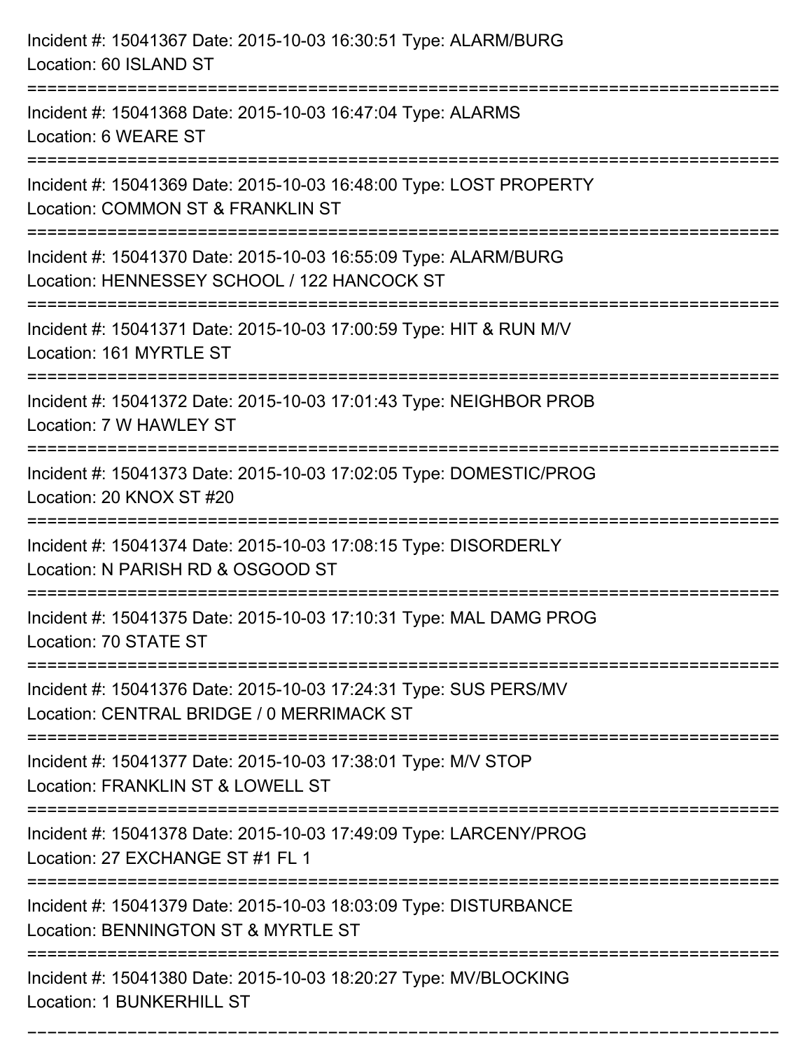Incident #: 15041367 Date: 2015-10-03 16:30:51 Type: ALARM/BURG
Location: 60 ISLAND ST

===========================================================================

Incident #: 15041368 Date: 2015-10-03 16:47:04 Type: ALARMS
Location: 6 WEARE ST

===========================================================================

Incident #: 15041369 Date: 2015-10-03 16:48:00 Type: LOST PROPERTY
Location: COMMON ST & FRANKLIN ST

===========================================================================

Incident #: 15041370 Date: 2015-10-03 16:55:09 Type: ALARM/BURG
Location: HENNESSEY SCHOOL / 122 HANCOCK ST

===========================================================================

Incident #: 15041371 Date: 2015-10-03 17:00:59 Type: HIT & RUN M/V
Location: 161 MYRTLE ST

===========================================================================

Incident #: 15041372 Date: 2015-10-03 17:01:43 Type: NEIGHBOR PROB
Location: 7 W HAWLEY ST

===========================================================================

Incident #: 15041373 Date: 2015-10-03 17:02:05 Type: DOMESTIC/PROG
Location: 20 KNOX ST #20

===========================================================================

Incident #: 15041374 Date: 2015-10-03 17:08:15 Type: DISORDERLY
Location: N PARISH RD & OSGOOD ST

===========================================================================

Incident #: 15041375 Date: 2015-10-03 17:10:31 Type: MAL DAMG PROG
Location: 70 STATE ST

===========================================================================

Incident #: 15041376 Date: 2015-10-03 17:24:31 Type: SUS PERS/MV
Location: CENTRAL BRIDGE / 0 MERRIMACK ST

===========================================================================

Incident #: 15041377 Date: 2015-10-03 17:38:01 Type: M/V STOP
Location: FRANKLIN ST & LOWELL ST

===========================================================================

Incident #: 15041378 Date: 2015-10-03 17:49:09 Type: LARCENY/PROG
Location: 27 EXCHANGE ST #1 FL 1

===========================================================================

Incident #: 15041379 Date: 2015-10-03 18:03:09 Type: DISTURBANCE
Location: BENNINGTON ST & MYRTLE ST

===========================================================================

Incident #: 15041380 Date: 2015-10-03 18:20:27 Type: MV/BLOCKING
Location: 1 BUNKERHILL ST

===========================================================================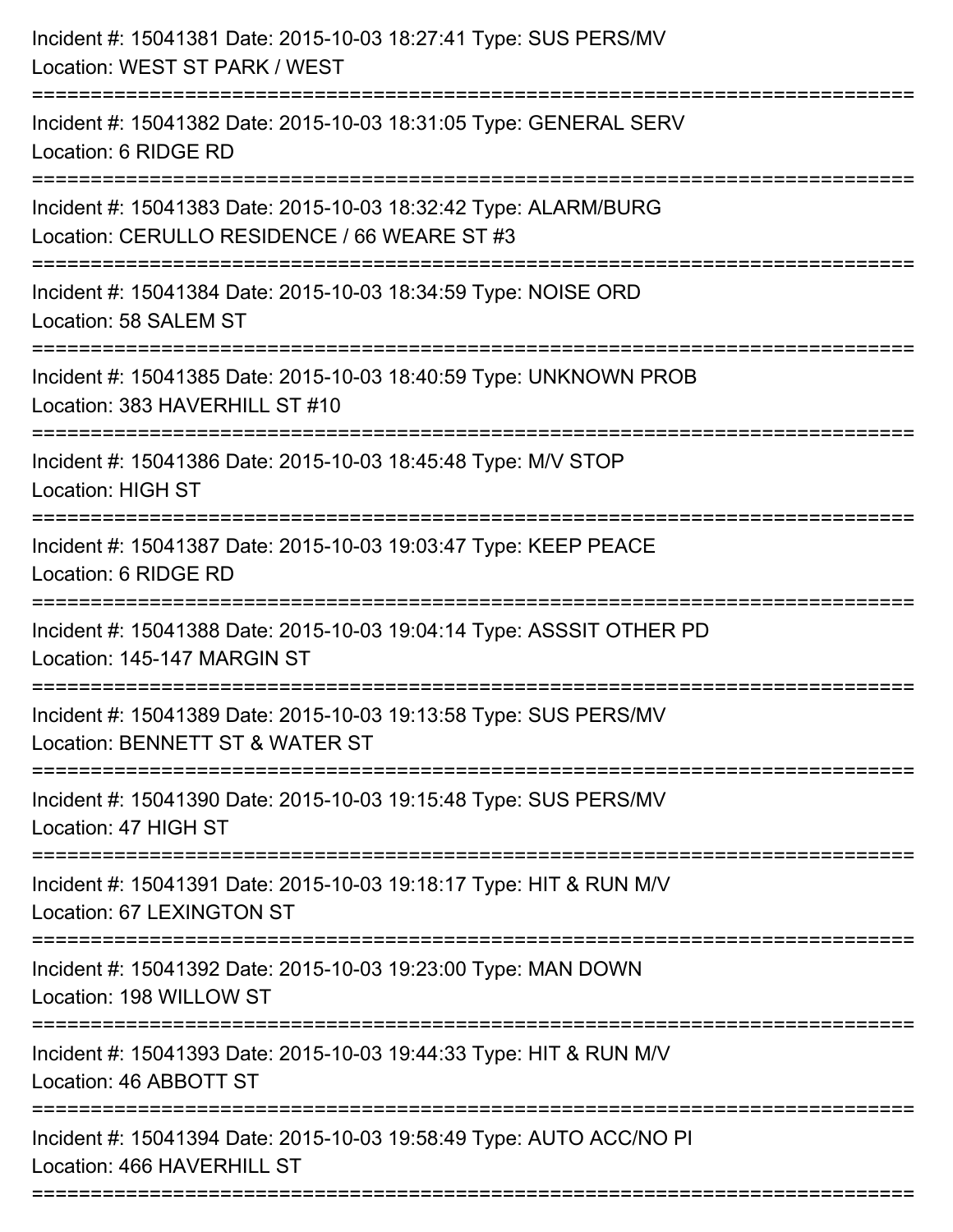Incident #: 15041381 Date: 2015-10-03 18:27:41 Type: SUS PERS/MV
Location: WEST ST PARK / WEST

===========================================================================

Incident #: 15041382 Date: 2015-10-03 18:31:05 Type: GENERAL SERV
Location: 6 RIDGE RD

===========================================================================

Incident #: 15041383 Date: 2015-10-03 18:32:42 Type: ALARM/BURG
Location: CERULLO RESIDENCE / 66 WEARE ST #3

===========================================================================

Incident #: 15041384 Date: 2015-10-03 18:34:59 Type: NOISE ORD
Location: 58 SALEM ST

===========================================================================

Incident #: 15041385 Date: 2015-10-03 18:40:59 Type: UNKNOWN PROB
Location: 383 HAVERHILL ST #10

===========================================================================

Incident #: 15041386 Date: 2015-10-03 18:45:48 Type: M/V STOP
Location: HIGH ST

===========================================================================

Incident #: 15041387 Date: 2015-10-03 19:03:47 Type: KEEP PEACE
Location: 6 RIDGE RD

===========================================================================

Incident #: 15041388 Date: 2015-10-03 19:04:14 Type: ASSSIT OTHER PD
Location: 145-147 MARGIN ST

===========================================================================

Incident #: 15041389 Date: 2015-10-03 19:13:58 Type: SUS PERS/MV
Location: BENNETT ST & WATER ST

===========================================================================

Incident #: 15041390 Date: 2015-10-03 19:15:48 Type: SUS PERS/MV
Location: 47 HIGH ST

===========================================================================

Incident #: 15041391 Date: 2015-10-03 19:18:17 Type: HIT & RUN M/V
Location: 67 LEXINGTON ST

===========================================================================

Incident #: 15041392 Date: 2015-10-03 19:23:00 Type: MAN DOWN
Location: 198 WILLOW ST

===========================================================================

Incident #: 15041393 Date: 2015-10-03 19:44:33 Type: HIT & RUN M/V
Location: 46 ABBOTT ST

===========================================================================

Incident #: 15041394 Date: 2015-10-03 19:58:49 Type: AUTO ACC/NO PI
Location: 466 HAVERHILL ST

===========================================================================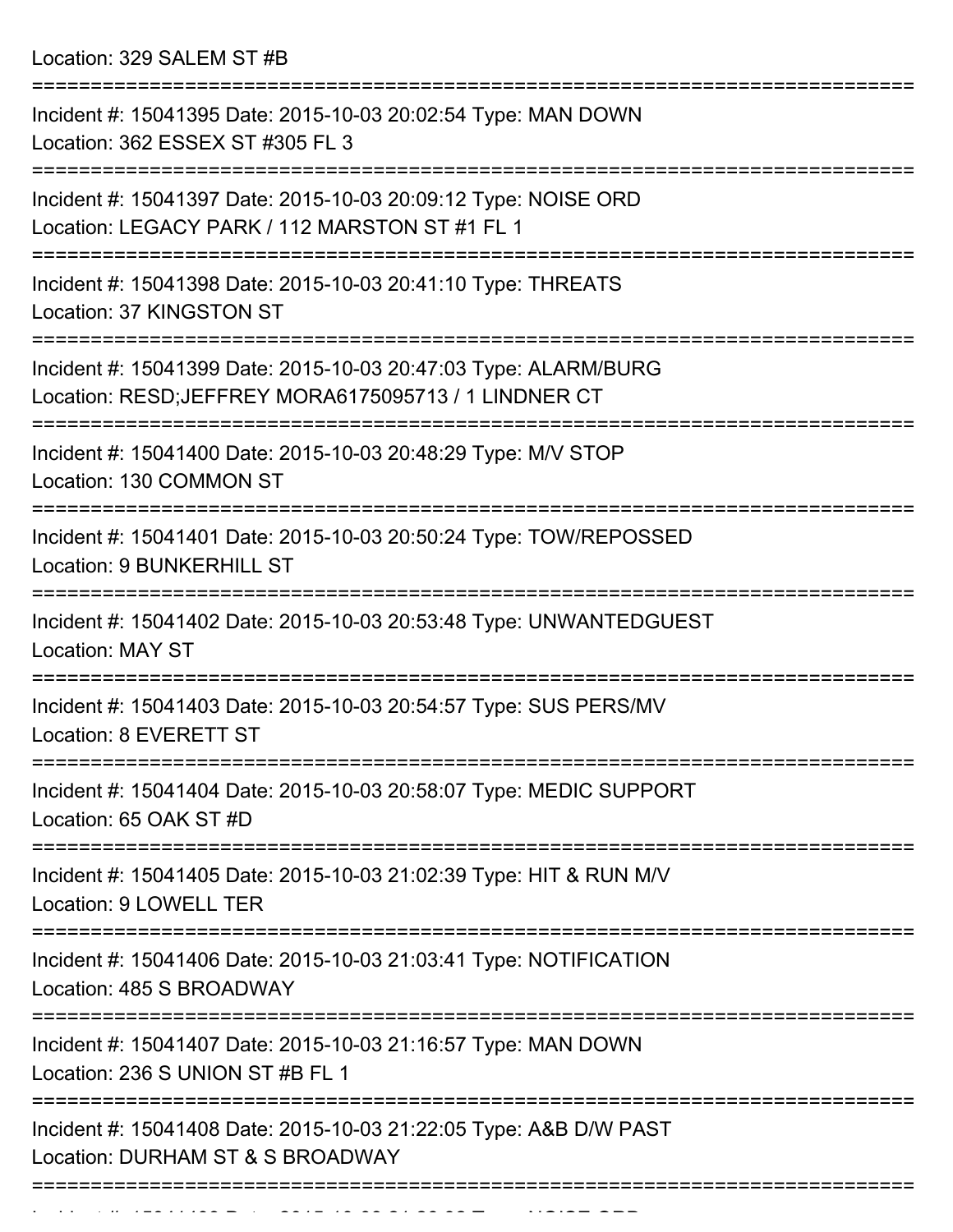Location: 329 SALEM ST #B

===========================================================================

Incident #: 15041395 Date: 2015-10-03 20:02:54 Type: MAN DOWN
Location: 362 ESSEX ST #305 FL 3

===========================================================================

Incident #: 15041397 Date: 2015-10-03 20:09:12 Type: NOISE ORD
Location: LEGACY PARK / 112 MARSTON ST #1 FL 1

===========================================================================

Incident #: 15041398 Date: 2015-10-03 20:41:10 Type: THREATS
Location: 37 KINGSTON ST

===========================================================================

Incident #: 15041399 Date: 2015-10-03 20:47:03 Type: ALARM/BURG
Location: RESD;JEFFREY MORA6175095713 / 1 LINDNER CT

===========================================================================

Incident #: 15041400 Date: 2015-10-03 20:48:29 Type: M/V STOP
Location: 130 COMMON ST

===========================================================================

Incident #: 15041401 Date: 2015-10-03 20:50:24 Type: TOW/REPOSSED
Location: 9 BUNKERHILL ST

===========================================================================

Incident #: 15041402 Date: 2015-10-03 20:53:48 Type: UNWANTEDGUEST
Location: MAY ST

===========================================================================

Incident #: 15041403 Date: 2015-10-03 20:54:57 Type: SUS PERS/MV
Location: 8 EVERETT ST

===========================================================================

Incident #: 15041404 Date: 2015-10-03 20:58:07 Type: MEDIC SUPPORT
Location: 65 OAK ST #D

===========================================================================

Incident #: 15041405 Date: 2015-10-03 21:02:39 Type: HIT & RUN M/V
Location: 9 LOWELL TER

===========================================================================

Incident #: 15041406 Date: 2015-10-03 21:03:41 Type: NOTIFICATION
Location: 485 S BROADWAY

===========================================================================

Incident #: 15041407 Date: 2015-10-03 21:16:57 Type: MAN DOWN
Location: 236 S UNION ST #B FL 1

===========================================================================

Incident #: 15041408 Date: 2015-10-03 21:22:05 Type: A&B D/W PAST
Location: DURHAM ST & S BROADWAY

===========================================================================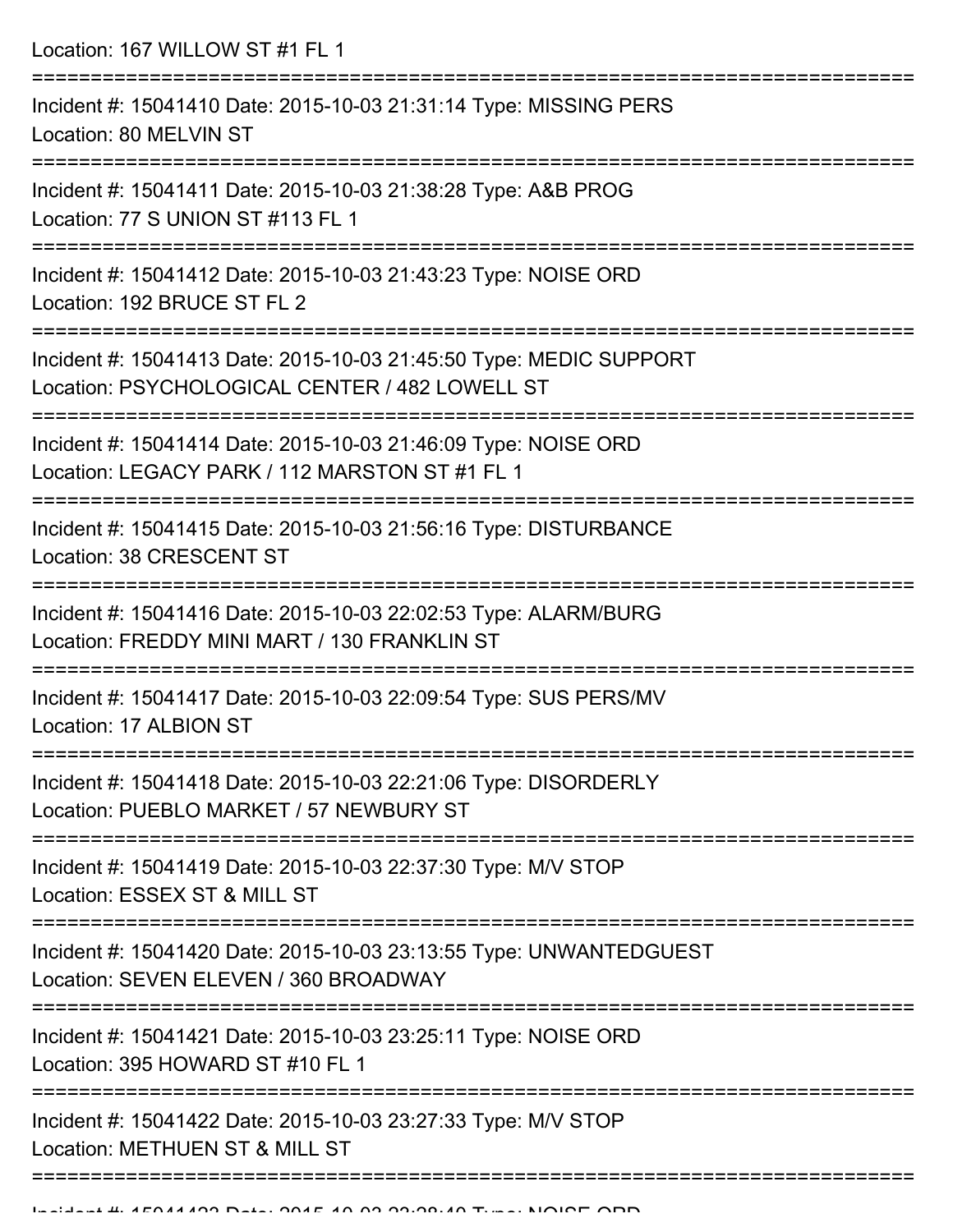Location: 167 WILLOW ST #1 FL 1

===========================================================================

Incident #: 15041410 Date: 2015-10-03 21:31:14 Type: MISSING PERS
Location: 80 MELVIN ST

===========================================================================

Incident #: 15041411 Date: 2015-10-03 21:38:28 Type: A&B PROG
Location: 77 S UNION ST #113 FL 1

===========================================================================

Incident #: 15041412 Date: 2015-10-03 21:43:23 Type: NOISE ORD
Location: 192 BRUCE ST FL 2

===========================================================================

Incident #: 15041413 Date: 2015-10-03 21:45:50 Type: MEDIC SUPPORT
Location: PSYCHOLOGICAL CENTER / 482 LOWELL ST

===========================================================================

Incident #: 15041414 Date: 2015-10-03 21:46:09 Type: NOISE ORD
Location: LEGACY PARK / 112 MARSTON ST #1 FL 1

===========================================================================

Incident #: 15041415 Date: 2015-10-03 21:56:16 Type: DISTURBANCE
Location: 38 CRESCENT ST

===========================================================================

Incident #: 15041416 Date: 2015-10-03 22:02:53 Type: ALARM/BURG
Location: FREDDY MINI MART / 130 FRANKLIN ST

===========================================================================

Incident #: 15041417 Date: 2015-10-03 22:09:54 Type: SUS PERS/MV
Location: 17 ALBION ST

===========================================================================

Incident #: 15041418 Date: 2015-10-03 22:21:06 Type: DISORDERLY
Location: PUEBLO MARKET / 57 NEWBURY ST

===========================================================================

Incident #: 15041419 Date: 2015-10-03 22:37:30 Type: M/V STOP
Location: ESSEX ST & MILL ST

===========================================================================

Incident #: 15041420 Date: 2015-10-03 23:13:55 Type: UNWANTEDGUEST
Location: SEVEN ELEVEN / 360 BROADWAY

===========================================================================

Incident #: 15041421 Date: 2015-10-03 23:25:11 Type: NOISE ORD
Location: 395 HOWARD ST #10 FL 1

===========================================================================

Incident #: 15041422 Date: 2015-10-03 23:27:33 Type: M/V STOP
Location: METHUEN ST & MILL ST

===========================================================================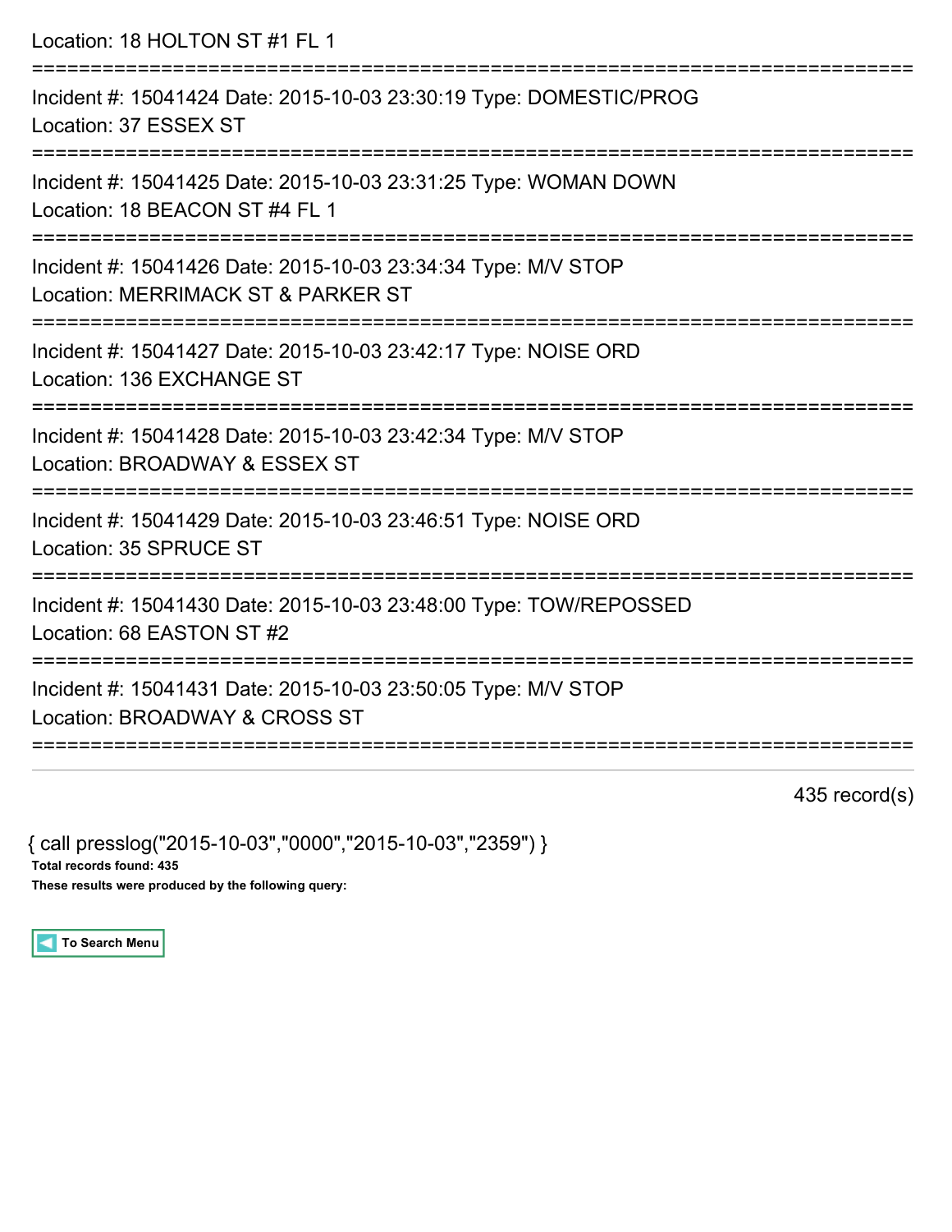Location: 18 HOLTON ST #1 FL 1

===========================================================================

Incident #: 15041424 Date: 2015-10-03 23:30:19 Type: DOMESTIC/PROG
Location: 37 ESSEX ST

===========================================================================

Incident #: 15041425 Date: 2015-10-03 23:31:25 Type: WOMAN DOWN
Location: 18 BEACON ST #4 FL 1

===========================================================================

Incident #: 15041426 Date: 2015-10-03 23:34:34 Type: M/V STOP
Location: MERRIMACK ST & PARKER ST

===========================================================================

Incident #: 15041427 Date: 2015-10-03 23:42:17 Type: NOISE ORD
Location: 136 EXCHANGE ST

===========================================================================

Incident #: 15041428 Date: 2015-10-03 23:42:34 Type: M/V STOP
Location: BROADWAY & ESSEX ST

===========================================================================

Incident #: 15041429 Date: 2015-10-03 23:46:51 Type: NOISE ORD
Location: 35 SPRUCE ST

===========================================================================

Incident #: 15041430 Date: 2015-10-03 23:48:00 Type: TOW/REPOSSED
Location: 68 EASTON ST #2

===========================================================================

Incident #: 15041431 Date: 2015-10-03 23:50:05 Type: M/V STOP
Location: BROADWAY & CROSS ST

===========================================================================

435 record(s)

{ call presslog("2015-10-03","0000","2015-10-03","2359") }

**Total records found: 435**

**These results were produced by the following query:**

To Search Menu